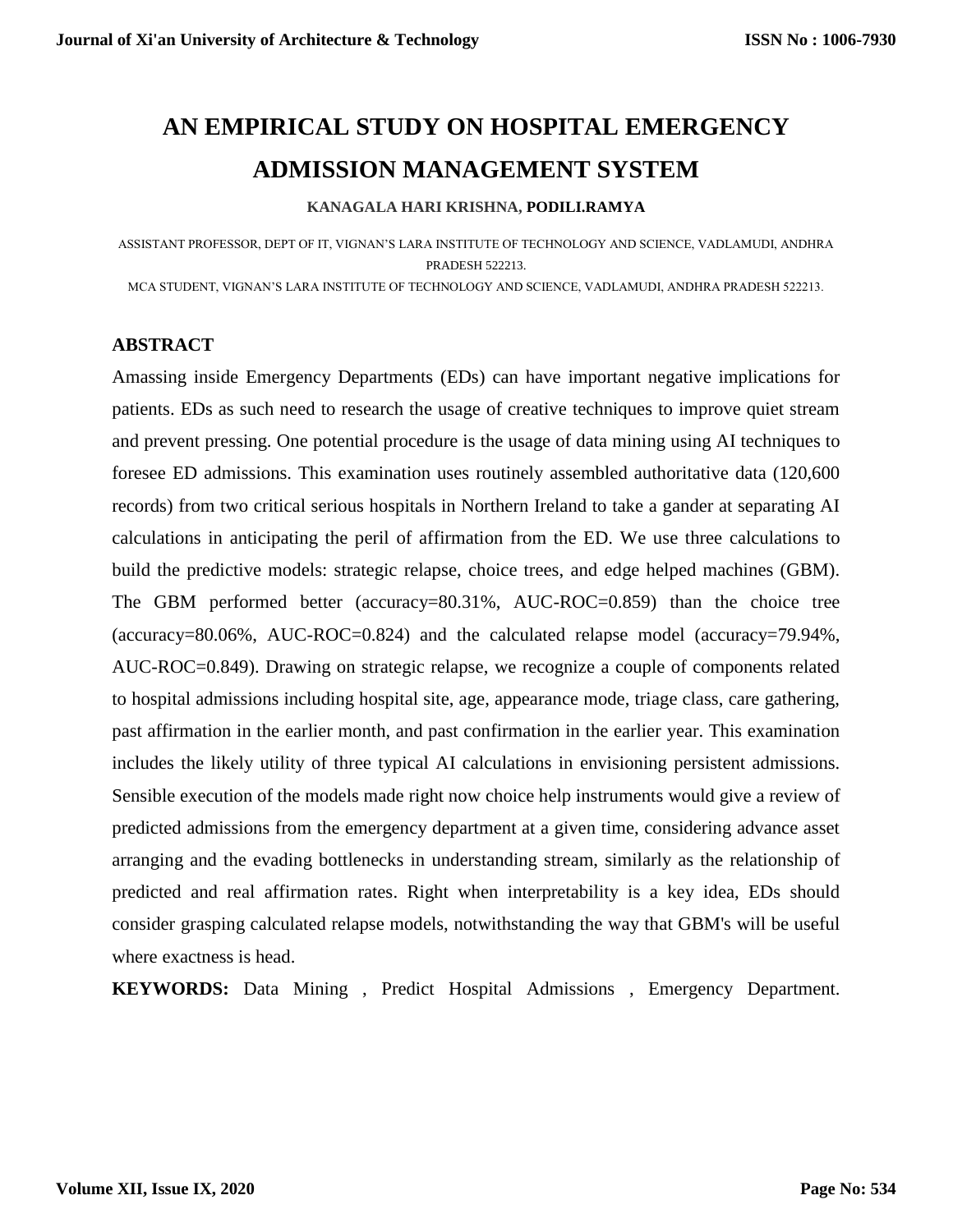# AN EMPIRICAL STUDY ON HOSPITAL EMERGENCY ADMISSION MANAGEMENT SYSTEM

**KANAGALA HARI KRISHNA, PODILI.RAMYA**

ASSISTANT PROFESSOR, DEPT OF IT, VIGNAN'S LARA INSTITUTE OF TECHNOLOGY AND SCIENCE, VADLAMUDI, ANDHRA PRADESH 522213.

MCA STUDENT, VIGNAN'S LARA INSTITUTE OF TECHNOLOGY AND SCIENCE, VADLAMUDI, ANDHRA PRADESH 522213.

## ABSTRACT

Amassing inside Emergency Departments (EDs) can have important negative implications for patients. EDs as such need to research the usage of creative techniques to improve quiet stream and prevent pressing. One potential procedure is the usage of data mining using AI techniques to foresee ED admissions. This examination uses routinely assembled authoritative data (120,600 records) from two critical serious hospitals in Northern Ireland to take a gander at separating AI calculations in anticipating the peril of affirmation from the ED. We use three calculations to build the predictive models: strategic relapse, choice trees, and edge helped machines (GBM). The GBM performed better (accuracy=80.31%, AUC-ROC=0.859) than the choice tree (accuracy=80.06%, AUC-ROC=0.824) and the calculated relapse model (accuracy=79.94%, AUC-ROC=0.849). Drawing on strategic relapse, we recognize a couple of components related to hospital admissions including hospital site, age, appearance mode, triage class, care gathering, past affirmation in the earlier month, and past confirmation in the earlier year. This examination includes the likely utility of three typical AI calculations in envisioning persistent admissions. Sensible execution of the models made right now choice help instruments would give a review of predicted admissions from the emergency department at a given time, considering advance asset arranging and the evading bottlenecks in understanding stream, similarly as the relationship of predicted and real affirmation rates. Right when interpretability is a key idea, EDs should consider grasping calculated relapse models, notwithstanding the way that GBM's will be useful where exactness is head.

**KEYWORDS:** Data Mining , Predict Hospital Admissions , Emergency Department.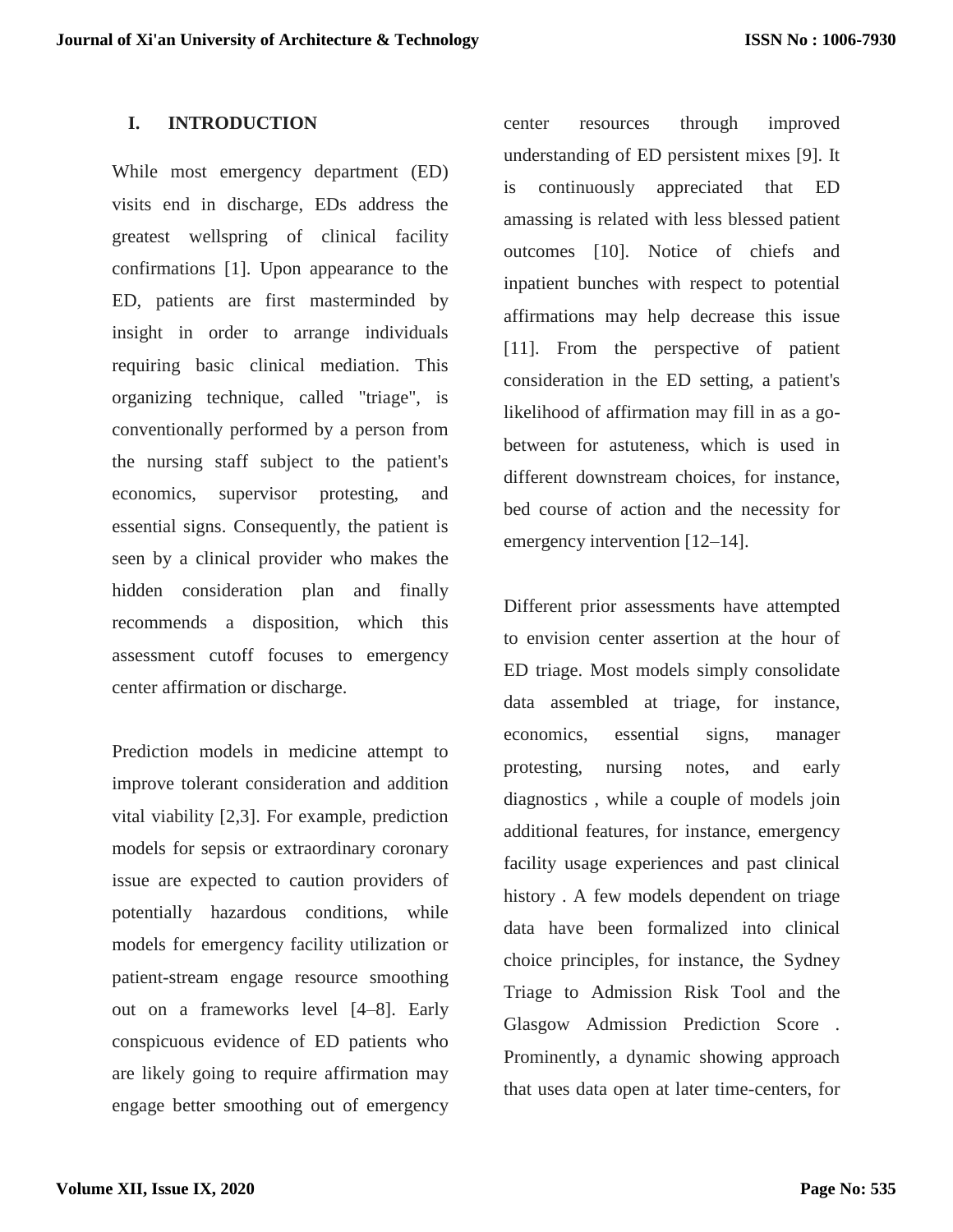## I. INTRODUCTION

While most emergency department (ED) visits end in discharge, EDs address the greatest wellspring of clinical facility confirmations [1]. Upon appearance to the ED, patients are first masterminded by insight in order to arrange individuals requiring basic clinical mediation. This organizing technique, called "triage", is conventionally performed by a person from the nursing staff subject to the patient's economics, supervisor protesting, and essential signs. Consequently, the patient is seen by a clinical provider who makes the hidden consideration plan and finally recommends a disposition, which this assessment cutoff focuses to emergency center affirmation or discharge.

Prediction models in medicine attempt to improve tolerant consideration and addition vital viability [2,3]. For example, prediction models for sepsis or extraordinary coronary issue are expected to caution providers of potentially hazardous conditions, while models for emergency facility utilization or patient-stream engage resource smoothing out on a frameworks level [4–8]. Early conspicuous evidence of ED patients who are likely going to require affirmation may engage better smoothing out of emergency center resources through improved understanding of ED persistent mixes [9]. It is continuously appreciated that ED amassing is related with less blessed patient outcomes [10]. Notice of chiefs and inpatient bunches with respect to potential affirmations may help decrease this issue [11]. From the perspective of patient consideration in the ED setting, a patient's likelihood of affirmation may fill in as a go-between for astuteness, which is used in different downstream choices, for instance, bed course of action and the necessity for emergency intervention [12–14].

Different prior assessments have attempted to envision center assertion at the hour of ED triage. Most models simply consolidate data assembled at triage, for instance, economics, essential signs, manager protesting, nursing notes, and early diagnostics , while a couple of models join additional features, for instance, emergency facility usage experiences and past clinical history . A few models dependent on triage data have been formalized into clinical choice principles, for instance, the Sydney Triage to Admission Risk Tool and the Glasgow Admission Prediction Score . Prominently, a dynamic showing approach that uses data open at later time-centers, for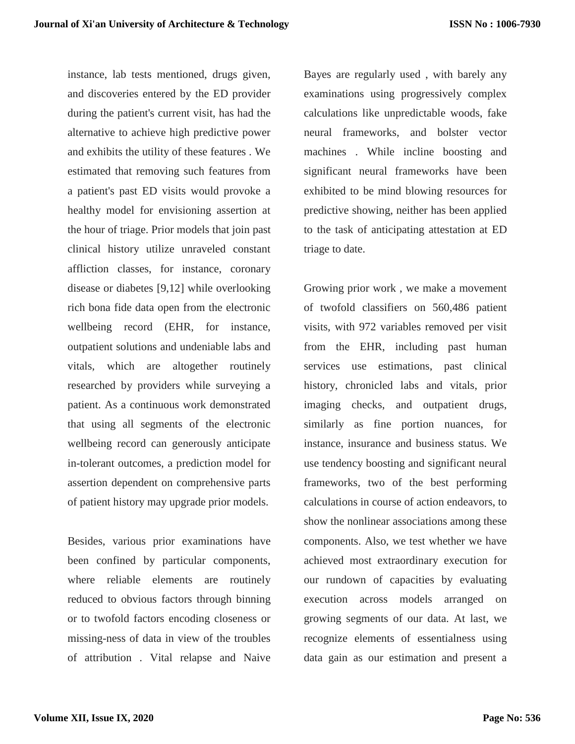instance, lab tests mentioned, drugs given, and discoveries entered by the ED provider during the patient's current visit, has had the alternative to achieve high predictive power and exhibits the utility of these features . We estimated that removing such features from a patient's past ED visits would provoke a healthy model for envisioning assertion at the hour of triage. Prior models that join past clinical history utilize unraveled constant affliction classes, for instance, coronary disease or diabetes [9,12] while overlooking rich bona fide data open from the electronic wellbeing record (EHR, for instance, outpatient solutions and undeniable labs and vitals, which are altogether routinely researched by providers while surveying a patient. As a continuous work demonstrated that using all segments of the electronic wellbeing record can generously anticipate in-tolerant outcomes, a prediction model for assertion dependent on comprehensive parts of patient history may upgrade prior models.

Besides, various prior examinations have been confined by particular components, where reliable elements are routinely reduced to obvious factors through binning or to twofold factors encoding closeness or missing-ness of data in view of the troubles of attribution . Vital relapse and Naive Bayes are regularly used , with barely any examinations using progressively complex calculations like unpredictable woods, fake neural frameworks, and bolster vector machines . While incline boosting and significant neural frameworks have been exhibited to be mind blowing resources for predictive showing, neither has been applied to the task of anticipating attestation at ED triage to date.

Growing prior work , we make a movement of twofold classifiers on 560,486 patient visits, with 972 variables removed per visit from the EHR, including past human services use estimations, past clinical history, chronicled labs and vitals, prior imaging checks, and outpatient drugs, similarly as fine portion nuances, for instance, insurance and business status. We use tendency boosting and significant neural frameworks, two of the best performing calculations in course of action endeavors, to show the nonlinear associations among these components. Also, we test whether we have achieved most extraordinary execution for our rundown of capacities by evaluating execution across models arranged on growing segments of our data. At last, we recognize elements of essentialness using data gain as our estimation and present a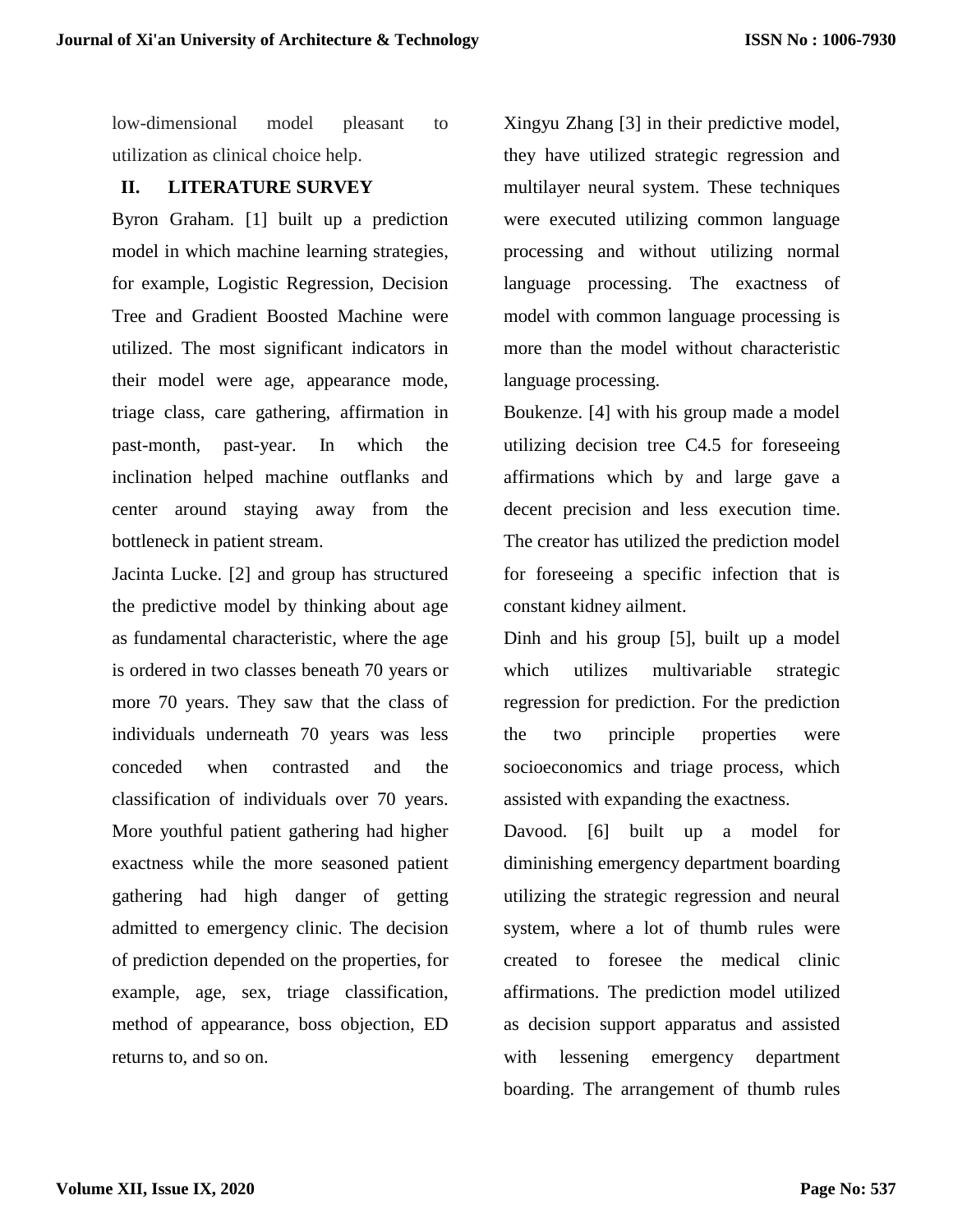low-dimensional model pleasant to utilization as clinical choice help.

## II. LITERATURE SURVEY

Byron Graham. [1] built up a prediction model in which machine learning strategies, for example, Logistic Regression, Decision Tree and Gradient Boosted Machine were utilized. The most significant indicators in their model were age, appearance mode, triage class, care gathering, affirmation in past-month, past-year. In which the inclination helped machine outflanks and center around staying away from the bottleneck in patient stream.

Jacinta Lucke. [2] and group has structured the predictive model by thinking about age as fundamental characteristic, where the age is ordered in two classes beneath 70 years or more 70 years. They saw that the class of individuals underneath 70 years was less conceded when contrasted and the classification of individuals over 70 years. More youthful patient gathering had higher exactness while the more seasoned patient gathering had high danger of getting admitted to emergency clinic. The decision of prediction depended on the properties, for example, age, sex, triage classification, method of appearance, boss objection, ED returns to, and so on.

Xingyu Zhang [3] in their predictive model, they have utilized strategic regression and multilayer neural system. These techniques were executed utilizing common language processing and without utilizing normal language processing. The exactness of model with common language processing is more than the model without characteristic language processing.

Boukenze. [4] with his group made a model utilizing decision tree C4.5 for foreseeing affirmations which by and large gave a decent precision and less execution time. The creator has utilized the prediction model for foreseeing a specific infection that is constant kidney ailment.

Dinh and his group [5], built up a model which utilizes multivariable strategic regression for prediction. For the prediction the two principle properties were socioeconomics and triage process, which assisted with expanding the exactness.

Davood. [6] built up a model for diminishing emergency department boarding utilizing the strategic regression and neural system, where a lot of thumb rules were created to foresee the medical clinic affirmations. The prediction model utilized as decision support apparatus and assisted with lessening emergency department boarding. The arrangement of thumb rules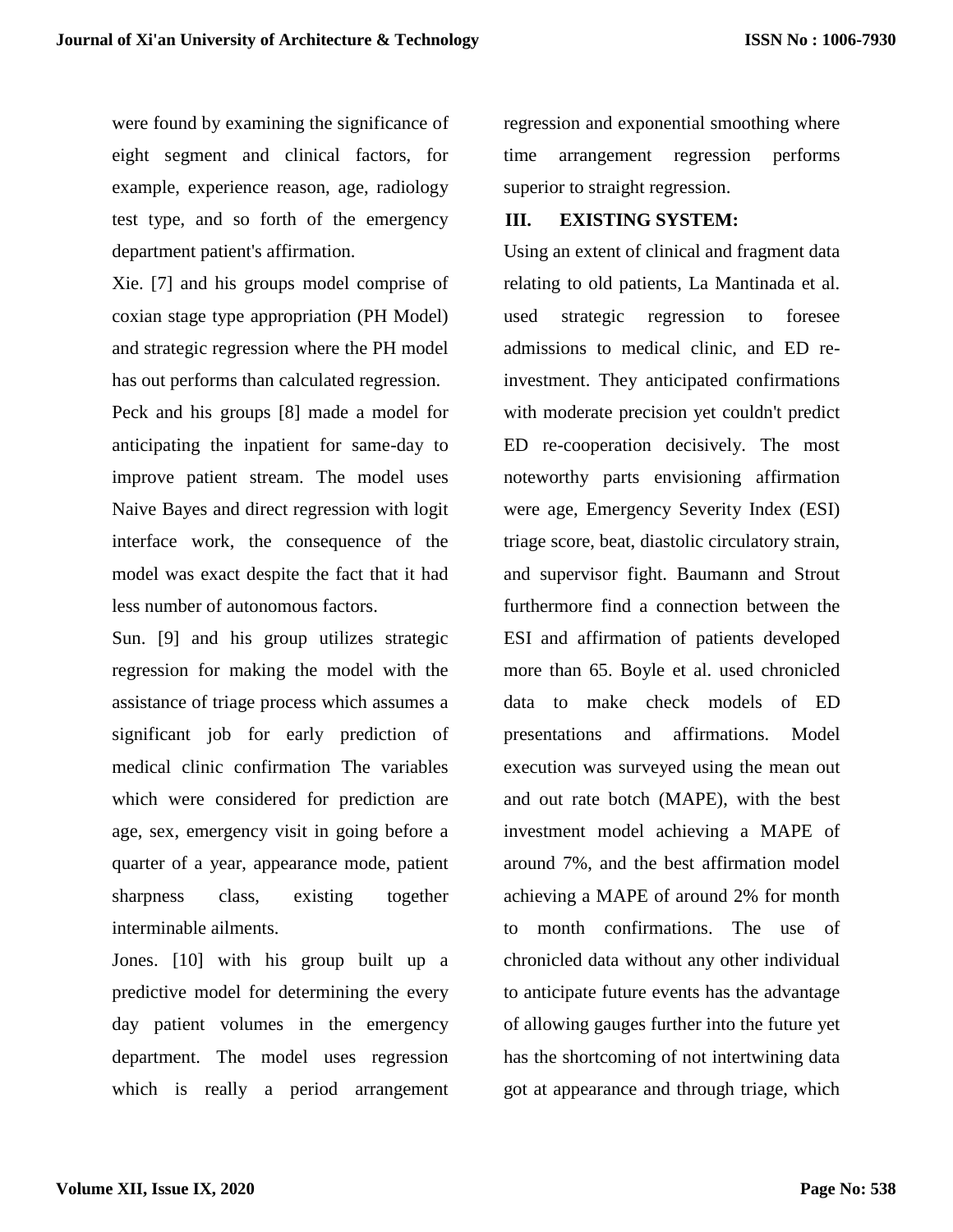were found by examining the significance of eight segment and clinical factors, for example, experience reason, age, radiology test type, and so forth of the emergency department patient's affirmation.

Xie. [7] and his groups model comprise of coxian stage type appropriation (PH Model) and strategic regression where the PH model has out performs than calculated regression.

Peck and his groups [8] made a model for anticipating the inpatient for same-day to improve patient stream. The model uses Naive Bayes and direct regression with logit interface work, the consequence of the model was exact despite the fact that it had less number of autonomous factors.

Sun. [9] and his group utilizes strategic regression for making the model with the assistance of triage process which assumes a significant job for early prediction of medical clinic confirmation The variables which were considered for prediction are age, sex, emergency visit in going before a quarter of a year, appearance mode, patient sharpness class, existing together interminable ailments.

Jones. [10] with his group built up a predictive model for determining the every day patient volumes in the emergency department. The model uses regression which is really a period arrangement regression and exponential smoothing where time arrangement regression performs superior to straight regression.

## III. EXISTING SYSTEM:

Using an extent of clinical and fragment data relating to old patients, La Mantinada et al. used strategic regression to foresee admissions to medical clinic, and ED re-investment. They anticipated confirmations with moderate precision yet couldn't predict ED re-cooperation decisively. The most noteworthy parts envisioning affirmation were age, Emergency Severity Index (ESI) triage score, beat, diastolic circulatory strain, and supervisor fight. Baumann and Strout furthermore find a connection between the ESI and affirmation of patients developed more than 65. Boyle et al. used chronicled data to make check models of ED presentations and affirmations. Model execution was surveyed using the mean out and out rate botch (MAPE), with the best investment model achieving a MAPE of around 7%, and the best affirmation model achieving a MAPE of around 2% for month to month confirmations. The use of chronicled data without any other individual to anticipate future events has the advantage of allowing gauges further into the future yet has the shortcoming of not intertwining data got at appearance and through triage, which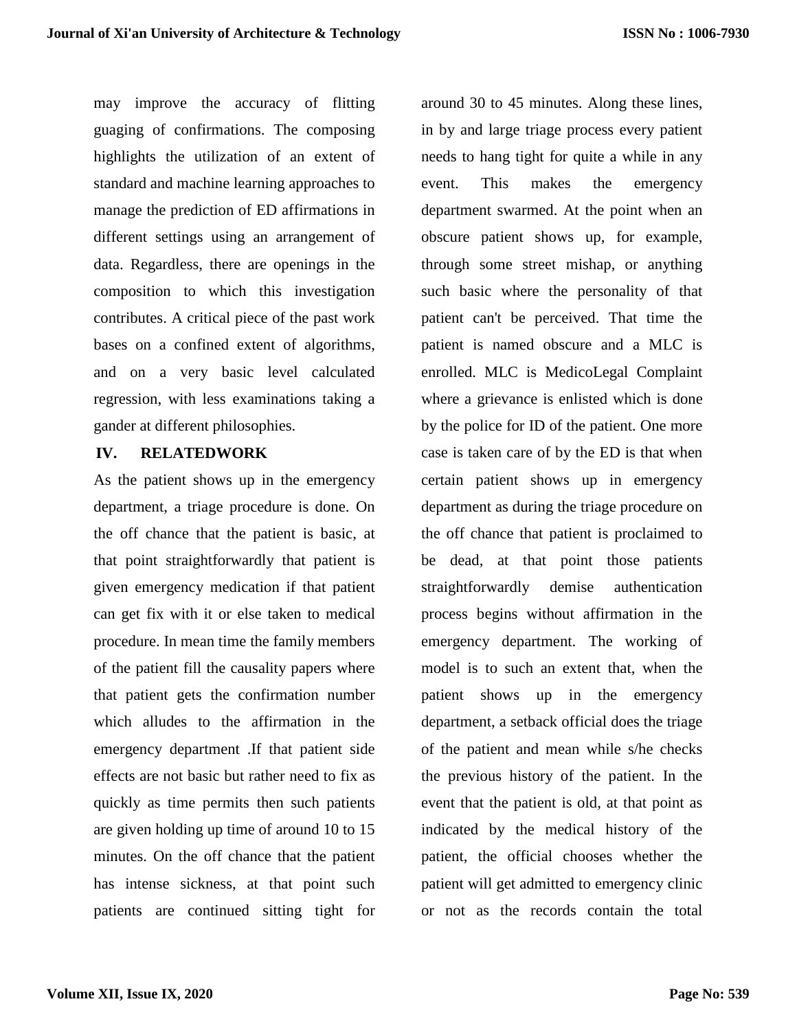may improve the accuracy of flitting guaging of confirmations. The composing highlights the utilization of an extent of standard and machine learning approaches to manage the prediction of ED affirmations in different settings using an arrangement of data. Regardless, there are openings in the composition to which this investigation contributes. A critical piece of the past work bases on a confined extent of algorithms, and on a very basic level calculated regression, with less examinations taking a gander at different philosophies.

## IV. RELATEDWORK

As the patient shows up in the emergency department, a triage procedure is done. On the off chance that the patient is basic, at that point straightforwardly that patient is given emergency medication if that patient can get fix with it or else taken to medical procedure. In mean time the family members of the patient fill the causality papers where that patient gets the confirmation number which alludes to the affirmation in the emergency department .If that patient side effects are not basic but rather need to fix as quickly as time permits then such patients are given holding up time of around 10 to 15 minutes. On the off chance that the patient has intense sickness, at that point such patients are continued sitting tight for around 30 to 45 minutes. Along these lines, in by and large triage process every patient needs to hang tight for quite a while in any event. This makes the emergency department swarmed. At the point when an obscure patient shows up, for example, through some street mishap, or anything such basic where the personality of that patient can't be perceived. That time the patient is named obscure and a MLC is enrolled. MLC is MedicoLegal Complaint where a grievance is enlisted which is done by the police for ID of the patient. One more case is taken care of by the ED is that when certain patient shows up in emergency department as during the triage procedure on the off chance that patient is proclaimed to be dead, at that point those patients straightforwardly demise authentication process begins without affirmation in the emergency department. The working of model is to such an extent that, when the patient shows up in the emergency department, a setback official does the triage of the patient and mean while s/he checks the previous history of the patient. In the event that the patient is old, at that point as indicated by the medical history of the patient, the official chooses whether the patient will get admitted to emergency clinic or not as the records contain the total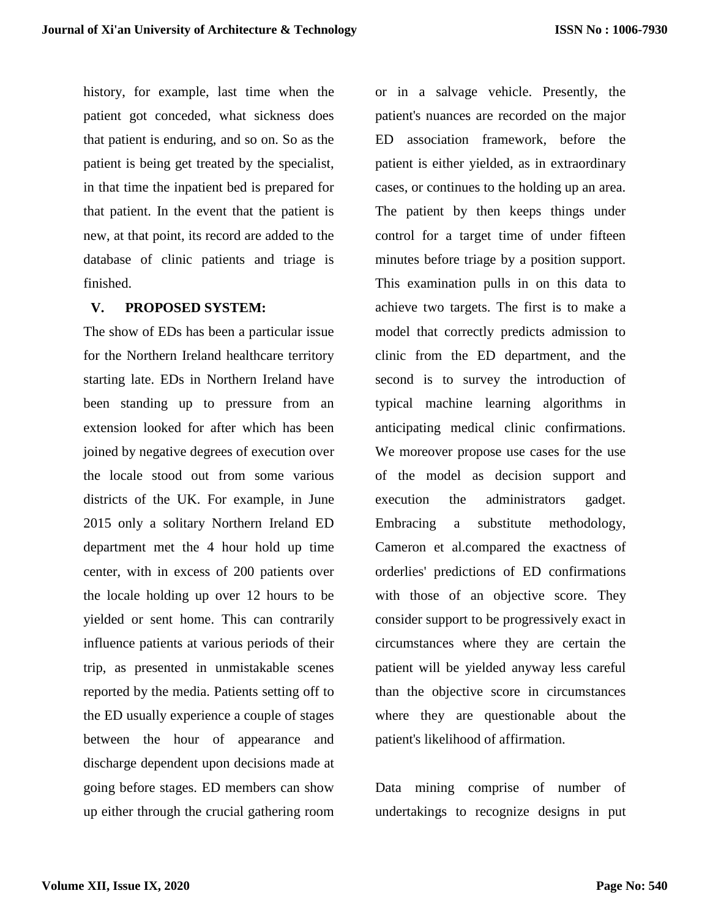history, for example, last time when the patient got conceded, what sickness does that patient is enduring, and so on. So as the patient is being get treated by the specialist, in that time the inpatient bed is prepared for that patient. In the event that the patient is new, at that point, its record are added to the database of clinic patients and triage is finished.

## V. PROPOSED SYSTEM:

The show of EDs has been a particular issue for the Northern Ireland healthcare territory starting late. EDs in Northern Ireland have been standing up to pressure from an extension looked for after which has been joined by negative degrees of execution over the locale stood out from some various districts of the UK. For example, in June 2015 only a solitary Northern Ireland ED department met the 4 hour hold up time center, with in excess of 200 patients over the locale holding up over 12 hours to be yielded or sent home. This can contrarily influence patients at various periods of their trip, as presented in unmistakable scenes reported by the media. Patients setting off to the ED usually experience a couple of stages between the hour of appearance and discharge dependent upon decisions made at going before stages. ED members can show up either through the crucial gathering room or in a salvage vehicle. Presently, the patient's nuances are recorded on the major ED association framework, before the patient is either yielded, as in extraordinary cases, or continues to the holding up an area. The patient by then keeps things under control for a target time of under fifteen minutes before triage by a position support. This examination pulls in on this data to achieve two targets. The first is to make a model that correctly predicts admission to clinic from the ED department, and the second is to survey the introduction of typical machine learning algorithms in anticipating medical clinic confirmations. We moreover propose use cases for the use of the model as decision support and execution the administrators gadget. Embracing a substitute methodology, Cameron et al.compared the exactness of orderlies' predictions of ED confirmations with those of an objective score. They consider support to be progressively exact in circumstances where they are certain the patient will be yielded anyway less careful than the objective score in circumstances where they are questionable about the patient's likelihood of affirmation.

Data mining comprise of number of undertakings to recognize designs in put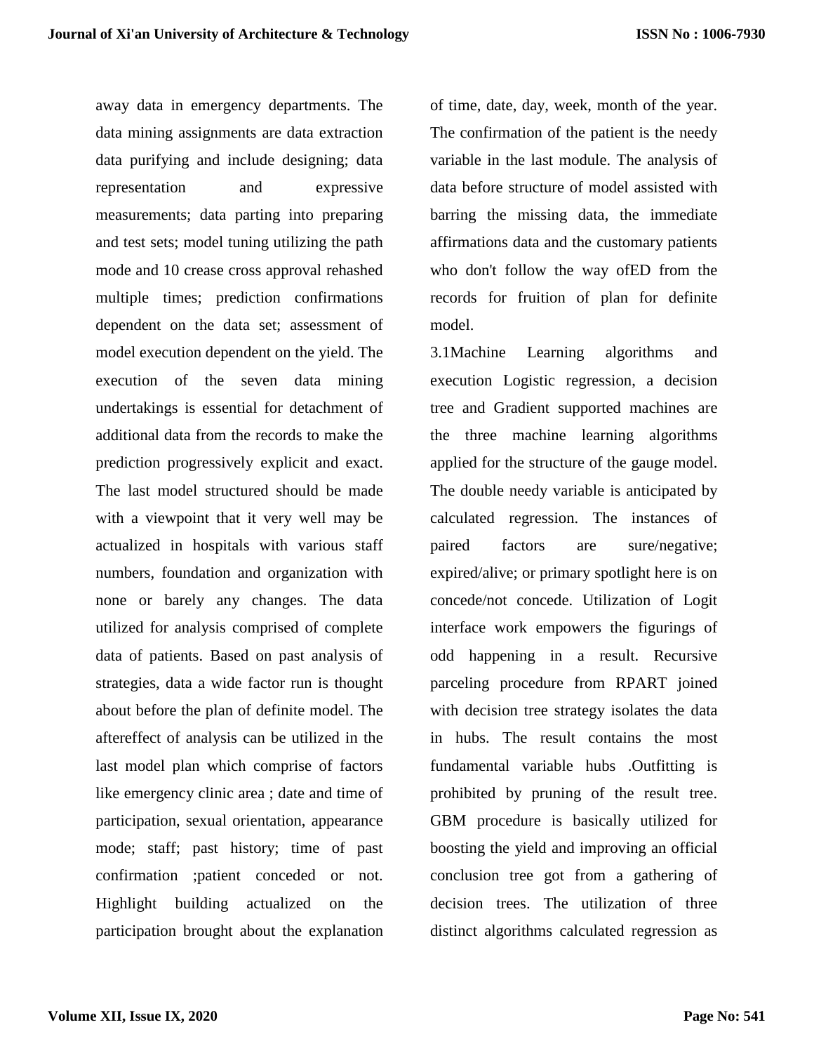away data in emergency departments. The data mining assignments are data extraction data purifying and include designing; data representation and expressive measurements; data parting into preparing and test sets; model tuning utilizing the path mode and 10 crease cross approval rehashed multiple times; prediction confirmations dependent on the data set; assessment of model execution dependent on the yield. The execution of the seven data mining undertakings is essential for detachment of additional data from the records to make the prediction progressively explicit and exact. The last model structured should be made with a viewpoint that it very well may be actualized in hospitals with various staff numbers, foundation and organization with none or barely any changes. The data utilized for analysis comprised of complete data of patients. Based on past analysis of strategies, data a wide factor run is thought about before the plan of definite model. The aftereffect of analysis can be utilized in the last model plan which comprise of factors like emergency clinic area ; date and time of participation, sexual orientation, appearance mode; staff; past history; time of past confirmation ;patient conceded or not. Highlight building actualized on the participation brought about the explanation of time, date, day, week, month of the year. The confirmation of the patient is the needy variable in the last module. The analysis of data before structure of model assisted with barring the missing data, the immediate affirmations data and the customary patients who don't follow the way ofED from the records for fruition of plan for definite model.

3.1Machine Learning algorithms and execution Logistic regression, a decision tree and Gradient supported machines are the three machine learning algorithms applied for the structure of the gauge model. The double needy variable is anticipated by calculated regression. The instances of paired factors are sure/negative; expired/alive; or primary spotlight here is on concede/not concede. Utilization of Logit interface work empowers the figurings of odd happening in a result. Recursive parceling procedure from RPART joined with decision tree strategy isolates the data in hubs. The result contains the most fundamental variable hubs .Outfitting is prohibited by pruning of the result tree. GBM procedure is basically utilized for boosting the yield and improving an official conclusion tree got from a gathering of decision trees. The utilization of three distinct algorithms calculated regression as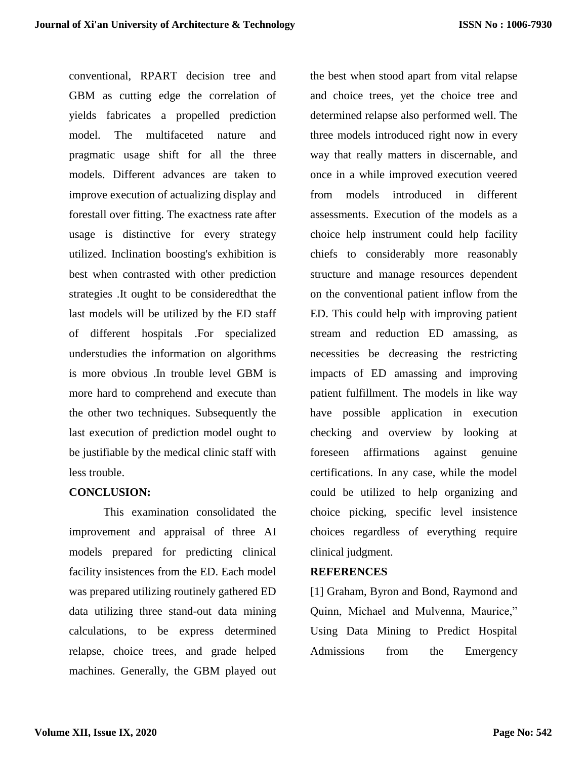conventional, RPART decision tree and GBM as cutting edge the correlation of yields fabricates a propelled prediction model. The multifaceted nature and pragmatic usage shift for all the three models. Different advances are taken to improve execution of actualizing display and forestall over fitting. The exactness rate after usage is distinctive for every strategy utilized. Inclination boosting's exhibition is best when contrasted with other prediction strategies .It ought to be consideredthat the last models will be utilized by the ED staff of different hospitals .For specialized understudies the information on algorithms is more obvious .In trouble level GBM is more hard to comprehend and execute than the other two techniques. Subsequently the last execution of prediction model ought to be justifiable by the medical clinic staff with less trouble.

**CONCLUSION:**

This examination consolidated the improvement and appraisal of three AI models prepared for predicting clinical facility insistences from the ED. Each model was prepared utilizing routinely gathered ED data utilizing three stand-out data mining calculations, to be express determined relapse, choice trees, and grade helped machines. Generally, the GBM played out the best when stood apart from vital relapse and choice trees, yet the choice tree and determined relapse also performed well. The three models introduced right now in every way that really matters in discernable, and once in a while improved execution veered from models introduced in different assessments. Execution of the models as a choice help instrument could help facility chiefs to considerably more reasonably structure and manage resources dependent on the conventional patient inflow from the ED. This could help with improving patient stream and reduction ED amassing, as necessities be decreasing the restricting impacts of ED amassing and improving patient fulfillment. The models in like way have possible application in execution checking and overview by looking at foreseen affirmations against genuine certifications. In any case, while the model could be utilized to help organizing and choice picking, specific level insistence choices regardless of everything require clinical judgment.

**REFERENCES**

[1] Graham, Byron and Bond, Raymond and Quinn, Michael and Mulvenna, Maurice," Using Data Mining to Predict Hospital Admissions from the Emergency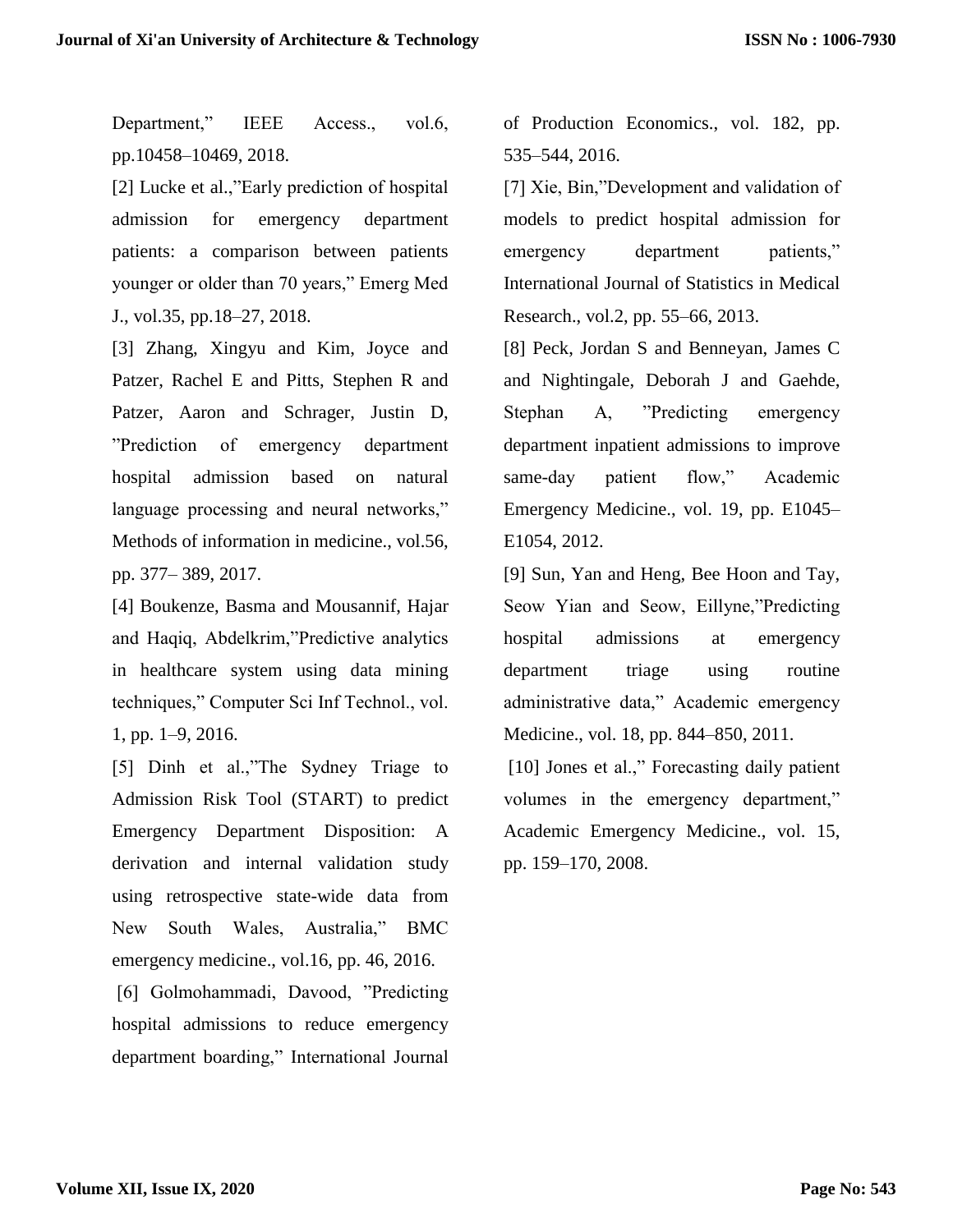Department," IEEE Access., vol.6, pp.10458–10469, 2018.

[2] Lucke et al.,"Early prediction of hospital admission for emergency department patients: a comparison between patients younger or older than 70 years," Emerg Med J., vol.35, pp.18–27, 2018.

[3] Zhang, Xingyu and Kim, Joyce and Patzer, Rachel E and Pitts, Stephen R and Patzer, Aaron and Schrager, Justin D, "Prediction of emergency department hospital admission based on natural language processing and neural networks," Methods of information in medicine., vol.56, pp. 377– 389, 2017.

[4] Boukenze, Basma and Mousannif, Hajar and Haqiq, Abdelkrim,"Predictive analytics in healthcare system using data mining techniques," Computer Sci Inf Technol., vol. 1, pp. 1–9, 2016.

[5] Dinh et al.,"The Sydney Triage to Admission Risk Tool (START) to predict Emergency Department Disposition: A derivation and internal validation study using retrospective state-wide data from New South Wales, Australia," BMC emergency medicine., vol.16, pp. 46, 2016.

[6] Golmohammadi, Davood, "Predicting hospital admissions to reduce emergency department boarding," International Journal of Production Economics., vol. 182, pp. 535–544, 2016.

[7] Xie, Bin,"Development and validation of models to predict hospital admission for emergency department patients," International Journal of Statistics in Medical Research., vol.2, pp. 55–66, 2013.

[8] Peck, Jordan S and Benneyan, James C and Nightingale, Deborah J and Gaehde, Stephan A, "Predicting emergency department inpatient admissions to improve same-day patient flow," Academic Emergency Medicine., vol. 19, pp. E1045–E1054, 2012.

[9] Sun, Yan and Heng, Bee Hoon and Tay, Seow Yian and Seow, Eillyne,"Predicting hospital admissions at emergency department triage using routine administrative data," Academic emergency Medicine., vol. 18, pp. 844–850, 2011.

[10] Jones et al.," Forecasting daily patient volumes in the emergency department," Academic Emergency Medicine., vol. 15, pp. 159–170, 2008.